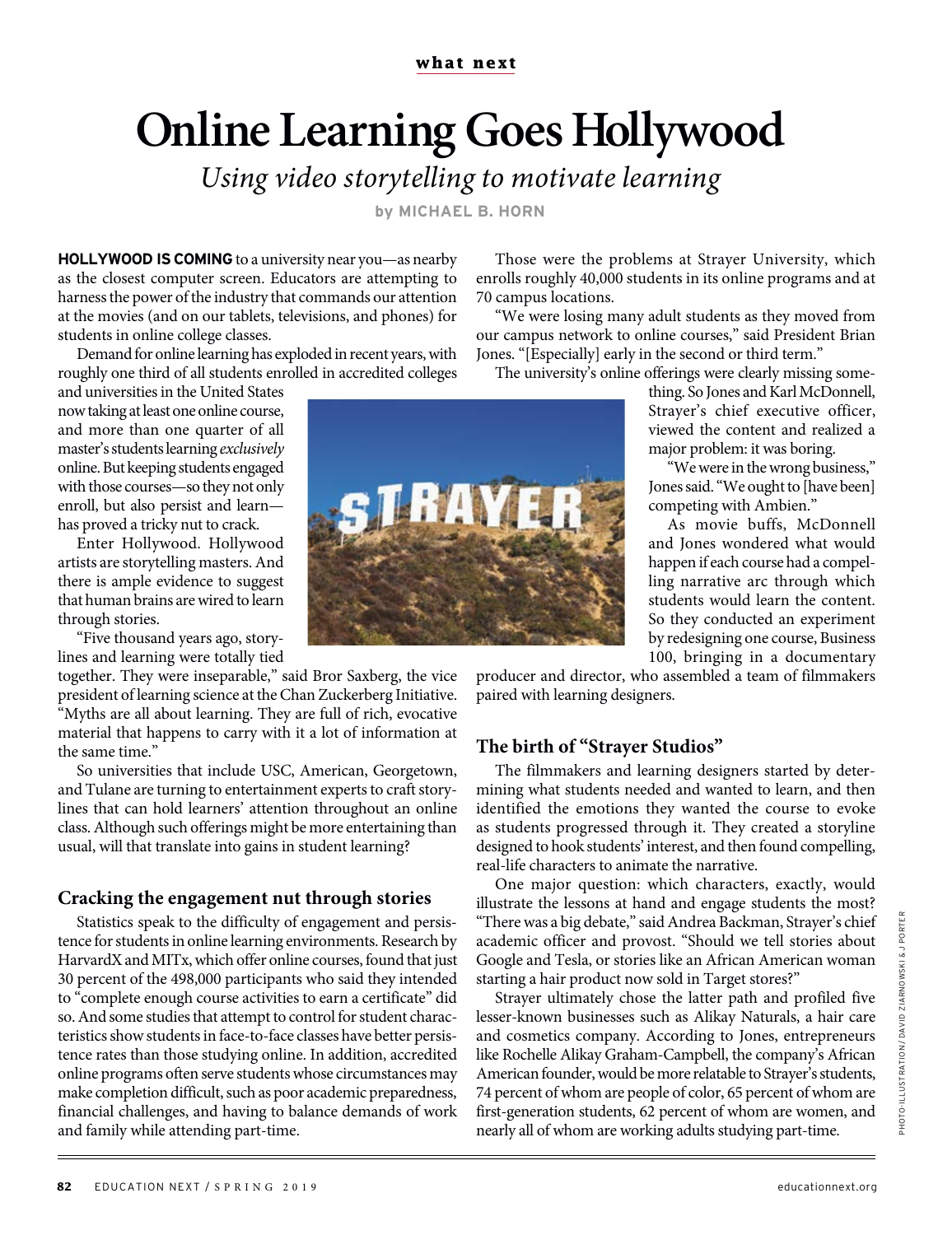what next

# Online Learning Goes Hollywood

*Using video storytelling to motivate learning*

by MICHAEL B. HORN

**HOLLYWOOD IS COMING** to a university near you—as nearby as the closest computer screen. Educators are attempting to harness the power of the industry that commands our attention at the movies (and on our tablets, televisions, and phones) for students in online college classes.

Demand for online learning has exploded in recent years, with roughly one third of all students enrolled in accredited colleges and universities in the United States now taking at least one online course, and more than one quarter of all master's students learning *exclusively* online. But keeping students engaged with those courses—so they not only enroll, but also persist and learn—has proved a tricky nut to crack.

Enter Hollywood. Hollywood artists are storytelling masters. And there is ample evidence to suggest that human brains are wired to learn through stories.

"Five thousand years ago, storylines and learning were totally tied together. They were inseparable," said Bror Saxberg, the vice president of learning science at the Chan Zuckerberg Initiative. "Myths are all about learning. They are full of rich, evocative material that happens to carry with it a lot of information at the same time."

So universities that include USC, American, Georgetown, and Tulane are turning to entertainment experts to craft storylines that can hold learners' attention throughout an online class. Although such offerings might be more entertaining than usual, will that translate into gains in student learning?

## Cracking the engagement nut through stories

Statistics speak to the difficulty of engagement and persistence for students in online learning environments. Research by HarvardX and MITx, which offer online courses, found that just 30 percent of the 498,000 participants who said they intended to "complete enough course activities to earn a certificate" did so. And some studies that attempt to control for student characteristics show students in face-to-face classes have better persistence rates than those studying online. In addition, accredited online programs often serve students whose circumstances may make completion difficult, such as poor academic preparedness, financial challenges, and having to balance demands of work and family while attending part-time.

Those were the problems at Strayer University, which enrolls roughly 40,000 students in its online programs and at 70 campus locations.

"We were losing many adult students as they moved from our campus network to online courses," said President Brian Jones. "[Especially] early in the second or third term."

The university's online offerings were clearly missing something. So Jones and Karl McDonnell, Strayer's chief executive officer, viewed the content and realized a major problem: it was boring.

"We were in the wrong business," Jones said. "We ought to [have been] competing with Ambien."

As movie buffs, McDonnell and Jones wondered what would happen if each course had a compelling narrative arc through which students would learn the content. So they conducted an experiment by redesigning one course, Business 100, bringing in a documentary producer and director, who assembled a team of filmmakers paired with learning designers.

## The birth of "Strayer Studios"

The filmmakers and learning designers started by determining what students needed and wanted to learn, and then identified the emotions they wanted the course to evoke as students progressed through it. They created a storyline designed to hook students' interest, and then found compelling, real-life characters to animate the narrative.

One major question: which characters, exactly, would illustrate the lessons at hand and engage students the most? "There was a big debate," said Andrea Backman, Strayer's chief academic officer and provost. "Should we tell stories about Google and Tesla, or stories like an African American woman starting a hair product now sold in Target stores?"

Strayer ultimately chose the latter path and profiled five lesser-known businesses such as Alikay Naturals, a hair care and cosmetics company. According to Jones, entrepreneurs like Rochelle Alikay Graham-Campbell, the company's African American founder, would be more relatable to Strayer's students, 74 percent of whom are people of color, 65 percent of whom are first-generation students, 62 percent of whom are women, and nearly all of whom are working adults studying part-time.

PHOTO-ILLUSTRATION / DAVID ZIARNOWSKI & J PORTER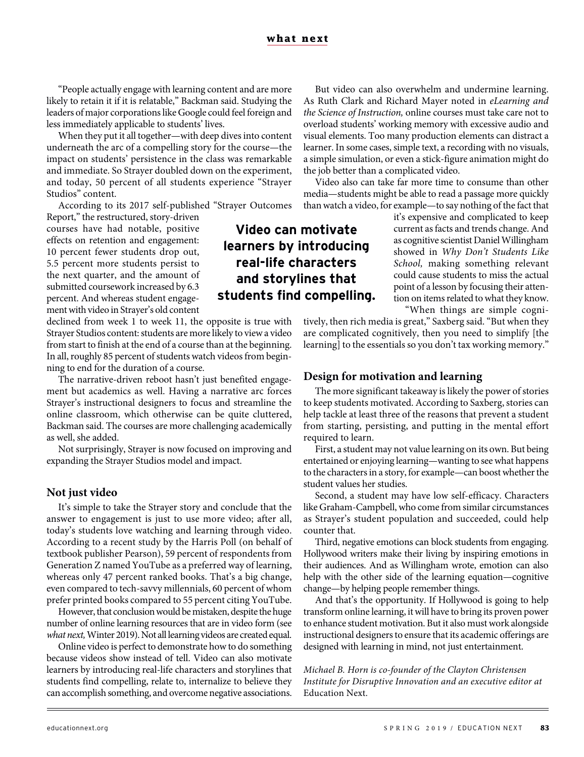"People actually engage with learning content and are more likely to retain it if it is relatable," Backman said. Studying the leaders of major corporations like Google could feel foreign and less immediately applicable to students' lives.

When they put it all together—with deep dives into content underneath the arc of a compelling story for the course—the impact on students' persistence in the class was remarkable and immediate. So Strayer doubled down on the experiment, and today, 50 percent of all students experience "Strayer Studios" content.

According to its 2017 self-published "Strayer Outcomes Report," the restructured, story-driven courses have had notable, positive effects on retention and engagement: 10 percent fewer students drop out, 5.5 percent more students persist to the next quarter, and the amount of submitted coursework increased by 6.3 percent. And whereas student engagement with video in Strayer's old content declined from week 1 to week 11, the opposite is true with Strayer Studios content: students are more likely to view a video from start to finish at the end of a course than at the beginning. In all, roughly 85 percent of students watch videos from beginning to end for the duration of a course.

**Video can motivate learners by introducing real-life characters and storylines that students find compelling.**

The narrative-driven reboot hasn't just benefited engagement but academics as well. Having a narrative arc forces Strayer's instructional designers to focus and streamline the online classroom, which otherwise can be quite cluttered, Backman said. The courses are more challenging academically as well, she added.

Not surprisingly, Strayer is now focused on improving and expanding the Strayer Studios model and impact.

## Not just video

It's simple to take the Strayer story and conclude that the answer to engagement is just to use more video; after all, today's students love watching and learning through video. According to a recent study by the Harris Poll (on behalf of textbook publisher Pearson), 59 percent of respondents from Generation Z named YouTube as a preferred way of learning, whereas only 47 percent ranked books. That's a big change, even compared to tech-savvy millennials, 60 percent of whom prefer printed books compared to 55 percent citing YouTube.

However, that conclusion would be mistaken, despite the huge number of online learning resources that are in video form (see *what next,* Winter 2019). Not all learning videos are created equal.

Online video is perfect to demonstrate how to do something because videos show instead of tell. Video can also motivate learners by introducing real-life characters and storylines that students find compelling, relate to, internalize to believe they can accomplish something, and overcome negative associations.

But video can also overwhelm and undermine learning. As Ruth Clark and Richard Mayer noted in *eLearning and the Science of Instruction,* online courses must take care not to overload students' working memory with excessive audio and visual elements. Too many production elements can distract a learner. In some cases, simple text, a recording with no visuals, a simple simulation, or even a stick-figure animation might do the job better than a complicated video.

Video also can take far more time to consume than other media—students might be able to read a passage more quickly than watch a video, for example—to say nothing of the fact that it's expensive and complicated to keep current as facts and trends change. And as cognitive scientist Daniel Willingham showed in *Why Don't Students Like School,* making something relevant could cause students to miss the actual point of a lesson by focusing their attention on items related to what they know.

"When things are simple cognitively, then rich media is great," Saxberg said. "But when they are complicated cognitively, then you need to simplify [the learning] to the essentials so you don't tax working memory."

## Design for motivation and learning

The more significant takeaway is likely the power of stories to keep students motivated. According to Saxberg, stories can help tackle at least three of the reasons that prevent a student from starting, persisting, and putting in the mental effort required to learn.

First, a student may not value learning on its own. But being entertained or enjoying learning—wanting to see what happens to the characters in a story, for example—can boost whether the student values her studies.

Second, a student may have low self-efficacy. Characters like Graham-Campbell, who come from similar circumstances as Strayer's student population and succeeded, could help counter that.

Third, negative emotions can block students from engaging. Hollywood writers make their living by inspiring emotions in their audiences. And as Willingham wrote, emotion can also help with the other side of the learning equation—cognitive change—by helping people remember things.

And that's the opportunity. If Hollywood is going to help transform online learning, it will have to bring its proven power to enhance student motivation. But it also must work alongside instructional designers to ensure that its academic offerings are designed with learning in mind, not just entertainment.

*Michael B. Horn is co-founder of the Clayton Christensen Institute for Disruptive Innovation and an executive editor at* Education Next.